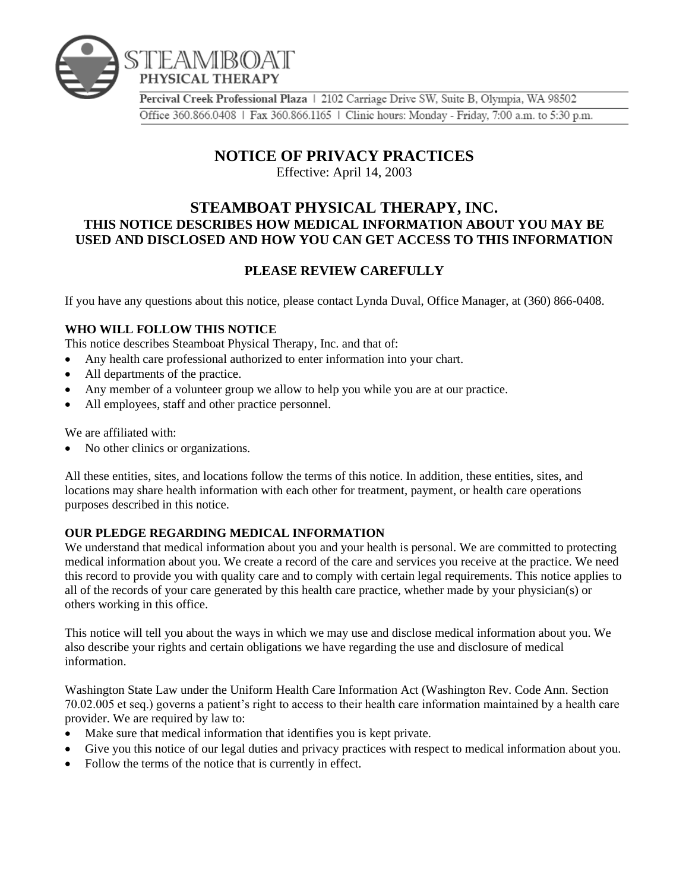STEAMBOAT
PHYSICAL THERAPY

Percival Creek Professional Plaza | 2102 Carriage Drive SW, Suite B, Olympia, WA 98502

Office 360.866.0408 | Fax 360.866.1165 | Clinic hours: Monday - Friday, 7:00 a.m. to 5:30 p.m.

# NOTICE OF PRIVACY PRACTICES

Effective: April 14, 2003

## STEAMBOAT PHYSICAL THERAPY, INC.

### THIS NOTICE DESCRIBES HOW MEDICAL INFORMATION ABOUT YOU MAY BE USED AND DISCLOSED AND HOW YOU CAN GET ACCESS TO THIS INFORMATION

### PLEASE REVIEW CAREFULLY

If you have any questions about this notice, please contact Lynda Duval, Office Manager, at (360) 866-0408.

**WHO WILL FOLLOW THIS NOTICE**

This notice describes Steamboat Physical Therapy, Inc. and that of:

- Any health care professional authorized to enter information into your chart.
- All departments of the practice.
- Any member of a volunteer group we allow to help you while you are at our practice.
- All employees, staff and other practice personnel.

We are affiliated with:

- No other clinics or organizations.

All these entities, sites, and locations follow the terms of this notice. In addition, these entities, sites, and locations may share health information with each other for treatment, payment, or health care operations purposes described in this notice.

**OUR PLEDGE REGARDING MEDICAL INFORMATION**

We understand that medical information about you and your health is personal. We are committed to protecting medical information about you. We create a record of the care and services you receive at the practice. We need this record to provide you with quality care and to comply with certain legal requirements. This notice applies to all of the records of your care generated by this health care practice, whether made by your physician(s) or others working in this office.

This notice will tell you about the ways in which we may use and disclose medical information about you. We also describe your rights and certain obligations we have regarding the use and disclosure of medical information.

Washington State Law under the Uniform Health Care Information Act (Washington Rev. Code Ann. Section 70.02.005 et seq.) governs a patient's right to access to their health care information maintained by a health care provider. We are required by law to:

- Make sure that medical information that identifies you is kept private.
- Give you this notice of our legal duties and privacy practices with respect to medical information about you.
- Follow the terms of the notice that is currently in effect.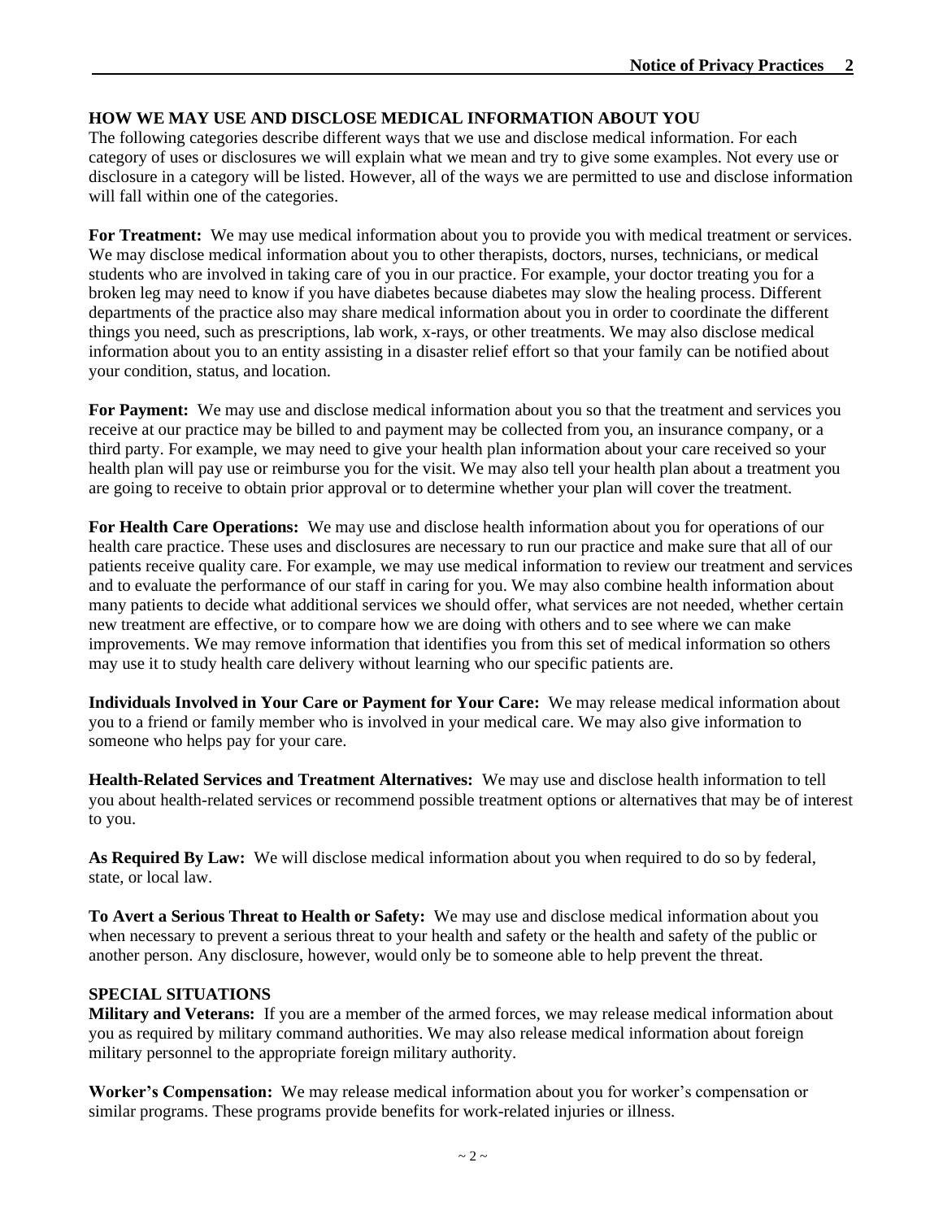## HOW WE MAY USE AND DISCLOSE MEDICAL INFORMATION ABOUT YOU

The following categories describe different ways that we use and disclose medical information. For each category of uses or disclosures we will explain what we mean and try to give some examples. Not every use or disclosure in a category will be listed. However, all of the ways we are permitted to use and disclose information will fall within one of the categories.

**For Treatment:** We may use medical information about you to provide you with medical treatment or services. We may disclose medical information about you to other therapists, doctors, nurses, technicians, or medical students who are involved in taking care of you in our practice. For example, your doctor treating you for a broken leg may need to know if you have diabetes because diabetes may slow the healing process. Different departments of the practice also may share medical information about you in order to coordinate the different things you need, such as prescriptions, lab work, x-rays, or other treatments. We may also disclose medical information about you to an entity assisting in a disaster relief effort so that your family can be notified about your condition, status, and location.

**For Payment:** We may use and disclose medical information about you so that the treatment and services you receive at our practice may be billed to and payment may be collected from you, an insurance company, or a third party. For example, we may need to give your health plan information about your care received so your health plan will pay use or reimburse you for the visit. We may also tell your health plan about a treatment you are going to receive to obtain prior approval or to determine whether your plan will cover the treatment.

**For Health Care Operations:** We may use and disclose health information about you for operations of our health care practice. These uses and disclosures are necessary to run our practice and make sure that all of our patients receive quality care. For example, we may use medical information to review our treatment and services and to evaluate the performance of our staff in caring for you. We may also combine health information about many patients to decide what additional services we should offer, what services are not needed, whether certain new treatment are effective, or to compare how we are doing with others and to see where we can make improvements. We may remove information that identifies you from this set of medical information so others may use it to study health care delivery without learning who our specific patients are.

**Individuals Involved in Your Care or Payment for Your Care:** We may release medical information about you to a friend or family member who is involved in your medical care. We may also give information to someone who helps pay for your care.

**Health-Related Services and Treatment Alternatives:** We may use and disclose health information to tell you about health-related services or recommend possible treatment options or alternatives that may be of interest to you.

**As Required By Law:** We will disclose medical information about you when required to do so by federal, state, or local law.

**To Avert a Serious Threat to Health or Safety:** We may use and disclose medical information about you when necessary to prevent a serious threat to your health and safety or the health and safety of the public or another person. Any disclosure, however, would only be to someone able to help prevent the threat.

## SPECIAL SITUATIONS

**Military and Veterans:** If you are a member of the armed forces, we may release medical information about you as required by military command authorities. We may also release medical information about foreign military personnel to the appropriate foreign military authority.

**Worker's Compensation:** We may release medical information about you for worker's compensation or similar programs. These programs provide benefits for work-related injuries or illness.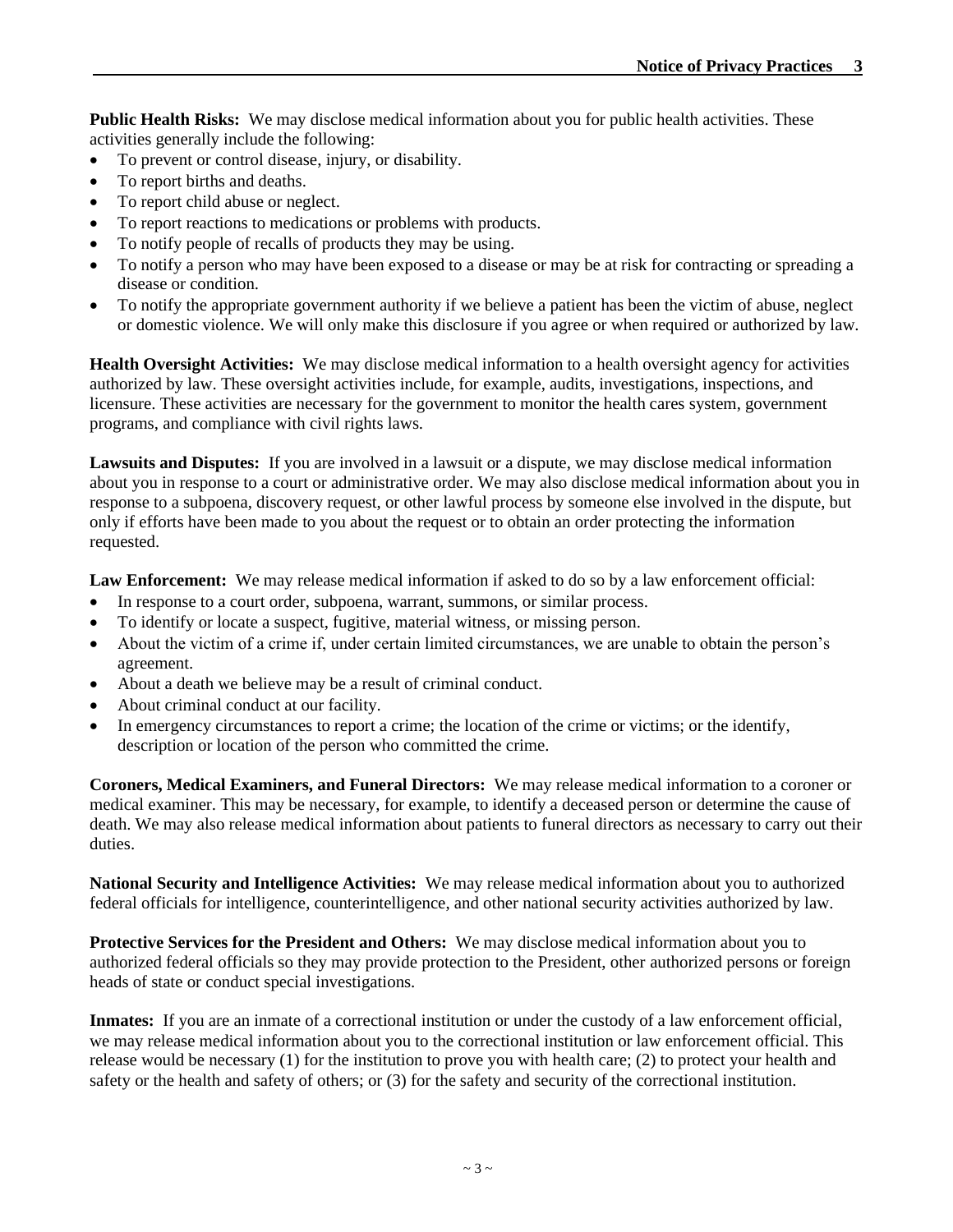**Public Health Risks:** We may disclose medical information about you for public health activities. These activities generally include the following:

- To prevent or control disease, injury, or disability.
- To report births and deaths.
- To report child abuse or neglect.
- To report reactions to medications or problems with products.
- To notify people of recalls of products they may be using.
- To notify a person who may have been exposed to a disease or may be at risk for contracting or spreading a disease or condition.
- To notify the appropriate government authority if we believe a patient has been the victim of abuse, neglect or domestic violence. We will only make this disclosure if you agree or when required or authorized by law.

**Health Oversight Activities:** We may disclose medical information to a health oversight agency for activities authorized by law. These oversight activities include, for example, audits, investigations, inspections, and licensure. These activities are necessary for the government to monitor the health cares system, government programs, and compliance with civil rights laws.

**Lawsuits and Disputes:** If you are involved in a lawsuit or a dispute, we may disclose medical information about you in response to a court or administrative order. We may also disclose medical information about you in response to a subpoena, discovery request, or other lawful process by someone else involved in the dispute, but only if efforts have been made to you about the request or to obtain an order protecting the information requested.

**Law Enforcement:** We may release medical information if asked to do so by a law enforcement official:

- In response to a court order, subpoena, warrant, summons, or similar process.
- To identify or locate a suspect, fugitive, material witness, or missing person.
- About the victim of a crime if, under certain limited circumstances, we are unable to obtain the person's agreement.
- About a death we believe may be a result of criminal conduct.
- About criminal conduct at our facility.
- In emergency circumstances to report a crime; the location of the crime or victims; or the identify, description or location of the person who committed the crime.

**Coroners, Medical Examiners, and Funeral Directors:** We may release medical information to a coroner or medical examiner. This may be necessary, for example, to identify a deceased person or determine the cause of death. We may also release medical information about patients to funeral directors as necessary to carry out their duties.

**National Security and Intelligence Activities:** We may release medical information about you to authorized federal officials for intelligence, counterintelligence, and other national security activities authorized by law.

**Protective Services for the President and Others:** We may disclose medical information about you to authorized federal officials so they may provide protection to the President, other authorized persons or foreign heads of state or conduct special investigations.

**Inmates:** If you are an inmate of a correctional institution or under the custody of a law enforcement official, we may release medical information about you to the correctional institution or law enforcement official. This release would be necessary (1) for the institution to prove you with health care; (2) to protect your health and safety or the health and safety of others; or (3) for the safety and security of the correctional institution.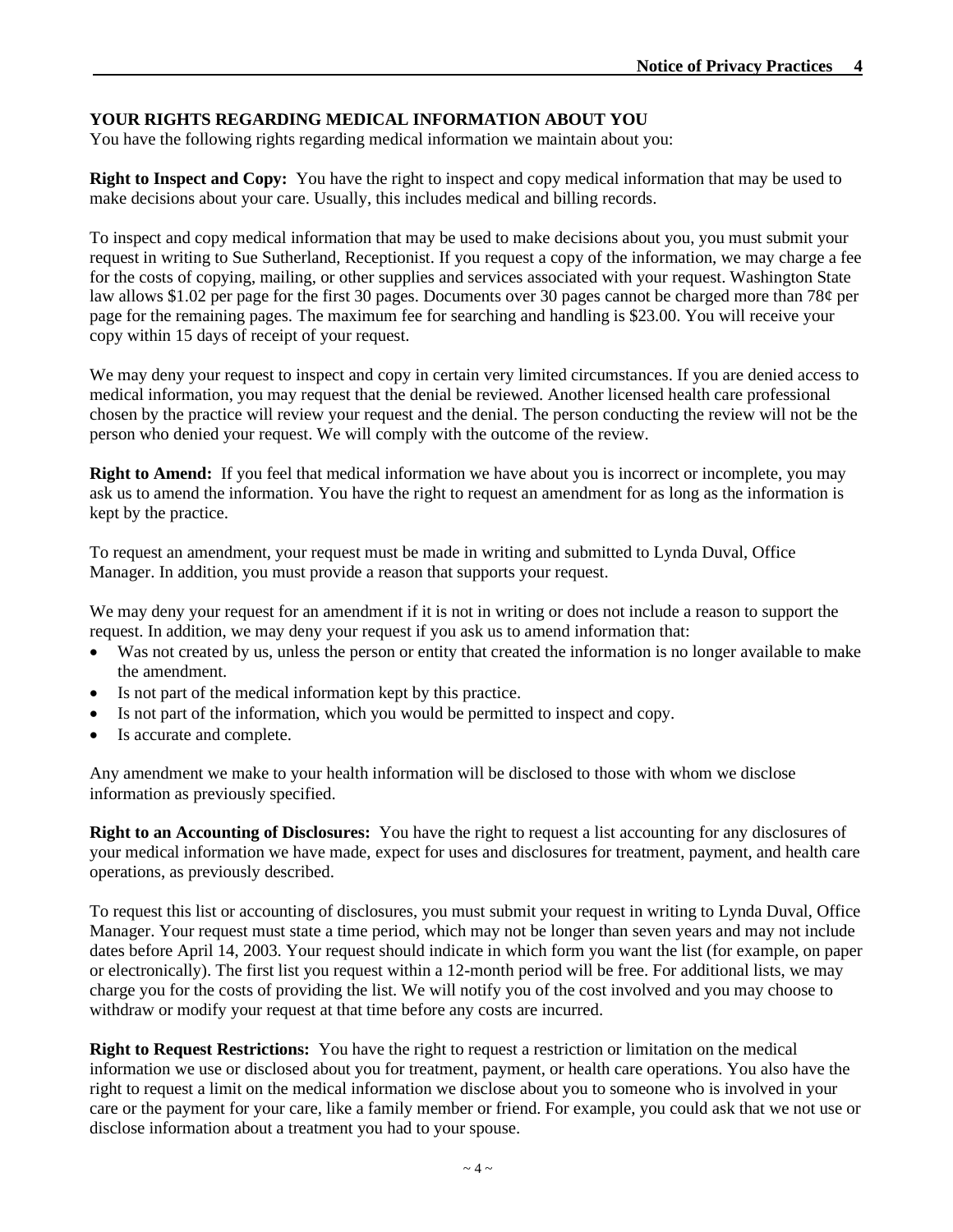## YOUR RIGHTS REGARDING MEDICAL INFORMATION ABOUT YOU

You have the following rights regarding medical information we maintain about you:

**Right to Inspect and Copy:** You have the right to inspect and copy medical information that may be used to make decisions about your care. Usually, this includes medical and billing records.

To inspect and copy medical information that may be used to make decisions about you, you must submit your request in writing to Sue Sutherland, Receptionist. If you request a copy of the information, we may charge a fee for the costs of copying, mailing, or other supplies and services associated with your request. Washington State law allows $1.02 per page for the first 30 pages. Documents over 30 pages cannot be charged more than 78¢ per page for the remaining pages. The maximum fee for searching and handling is $23.00. You will receive your copy within 15 days of receipt of your request.

We may deny your request to inspect and copy in certain very limited circumstances. If you are denied access to medical information, you may request that the denial be reviewed. Another licensed health care professional chosen by the practice will review your request and the denial. The person conducting the review will not be the person who denied your request. We will comply with the outcome of the review.

**Right to Amend:** If you feel that medical information we have about you is incorrect or incomplete, you may ask us to amend the information. You have the right to request an amendment for as long as the information is kept by the practice.

To request an amendment, your request must be made in writing and submitted to Lynda Duval, Office Manager. In addition, you must provide a reason that supports your request.

We may deny your request for an amendment if it is not in writing or does not include a reason to support the request. In addition, we may deny your request if you ask us to amend information that:

- Was not created by us, unless the person or entity that created the information is no longer available to make the amendment.
- Is not part of the medical information kept by this practice.
- Is not part of the information, which you would be permitted to inspect and copy.
- Is accurate and complete.

Any amendment we make to your health information will be disclosed to those with whom we disclose information as previously specified.

**Right to an Accounting of Disclosures:** You have the right to request a list accounting for any disclosures of your medical information we have made, expect for uses and disclosures for treatment, payment, and health care operations, as previously described.

To request this list or accounting of disclosures, you must submit your request in writing to Lynda Duval, Office Manager. Your request must state a time period, which may not be longer than seven years and may not include dates before April 14, 2003. Your request should indicate in which form you want the list (for example, on paper or electronically). The first list you request within a 12-month period will be free. For additional lists, we may charge you for the costs of providing the list. We will notify you of the cost involved and you may choose to withdraw or modify your request at that time before any costs are incurred.

**Right to Request Restrictions:** You have the right to request a restriction or limitation on the medical information we use or disclosed about you for treatment, payment, or health care operations. You also have the right to request a limit on the medical information we disclose about you to someone who is involved in your care or the payment for your care, like a family member or friend. For example, you could ask that we not use or disclose information about a treatment you had to your spouse.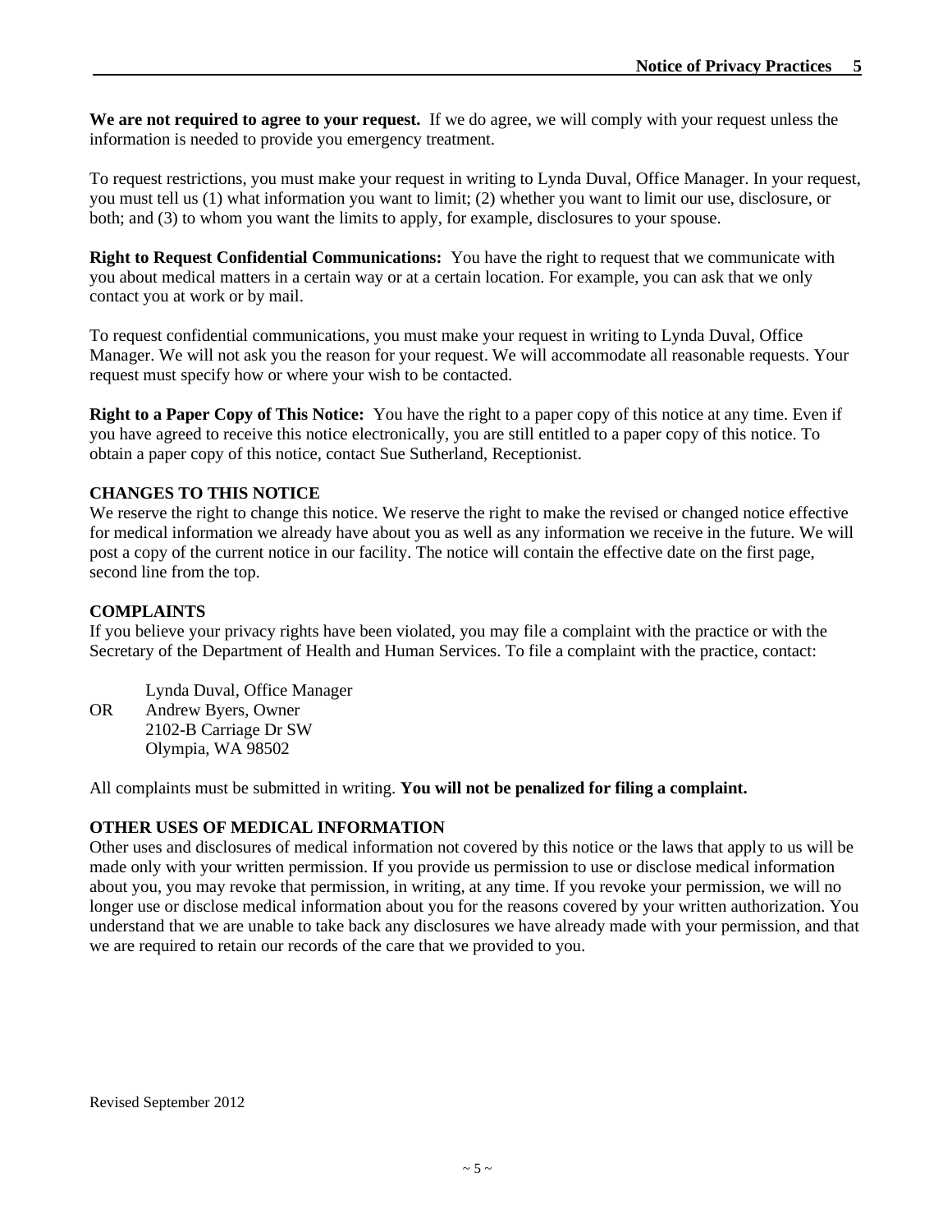**We are not required to agree to your request.** If we do agree, we will comply with your request unless the information is needed to provide you emergency treatment.

To request restrictions, you must make your request in writing to Lynda Duval, Office Manager. In your request, you must tell us (1) what information you want to limit; (2) whether you want to limit our use, disclosure, or both; and (3) to whom you want the limits to apply, for example, disclosures to your spouse.

**Right to Request Confidential Communications:** You have the right to request that we communicate with you about medical matters in a certain way or at a certain location. For example, you can ask that we only contact you at work or by mail.

To request confidential communications, you must make your request in writing to Lynda Duval, Office Manager. We will not ask you the reason for your request. We will accommodate all reasonable requests. Your request must specify how or where your wish to be contacted.

**Right to a Paper Copy of This Notice:** You have the right to a paper copy of this notice at any time. Even if you have agreed to receive this notice electronically, you are still entitled to a paper copy of this notice. To obtain a paper copy of this notice, contact Sue Sutherland, Receptionist.

## CHANGES TO THIS NOTICE

We reserve the right to change this notice. We reserve the right to make the revised or changed notice effective for medical information we already have about you as well as any information we receive in the future. We will post a copy of the current notice in our facility. The notice will contain the effective date on the first page, second line from the top.

## COMPLAINTS

If you believe your privacy rights have been violated, you may file a complaint with the practice or with the Secretary of the Department of Health and Human Services. To file a complaint with the practice, contact:

Lynda Duval, Office Manager
OR Andrew Byers, Owner
2102-B Carriage Dr SW
Olympia, WA 98502

All complaints must be submitted in writing. **You will not be penalized for filing a complaint.**

## OTHER USES OF MEDICAL INFORMATION

Other uses and disclosures of medical information not covered by this notice or the laws that apply to us will be made only with your written permission. If you provide us permission to use or disclose medical information about you, you may revoke that permission, in writing, at any time. If you revoke your permission, we will no longer use or disclose medical information about you for the reasons covered by your written authorization. You understand that we are unable to take back any disclosures we have already made with your permission, and that we are required to retain our records of the care that we provided to you.

Revised September 2012